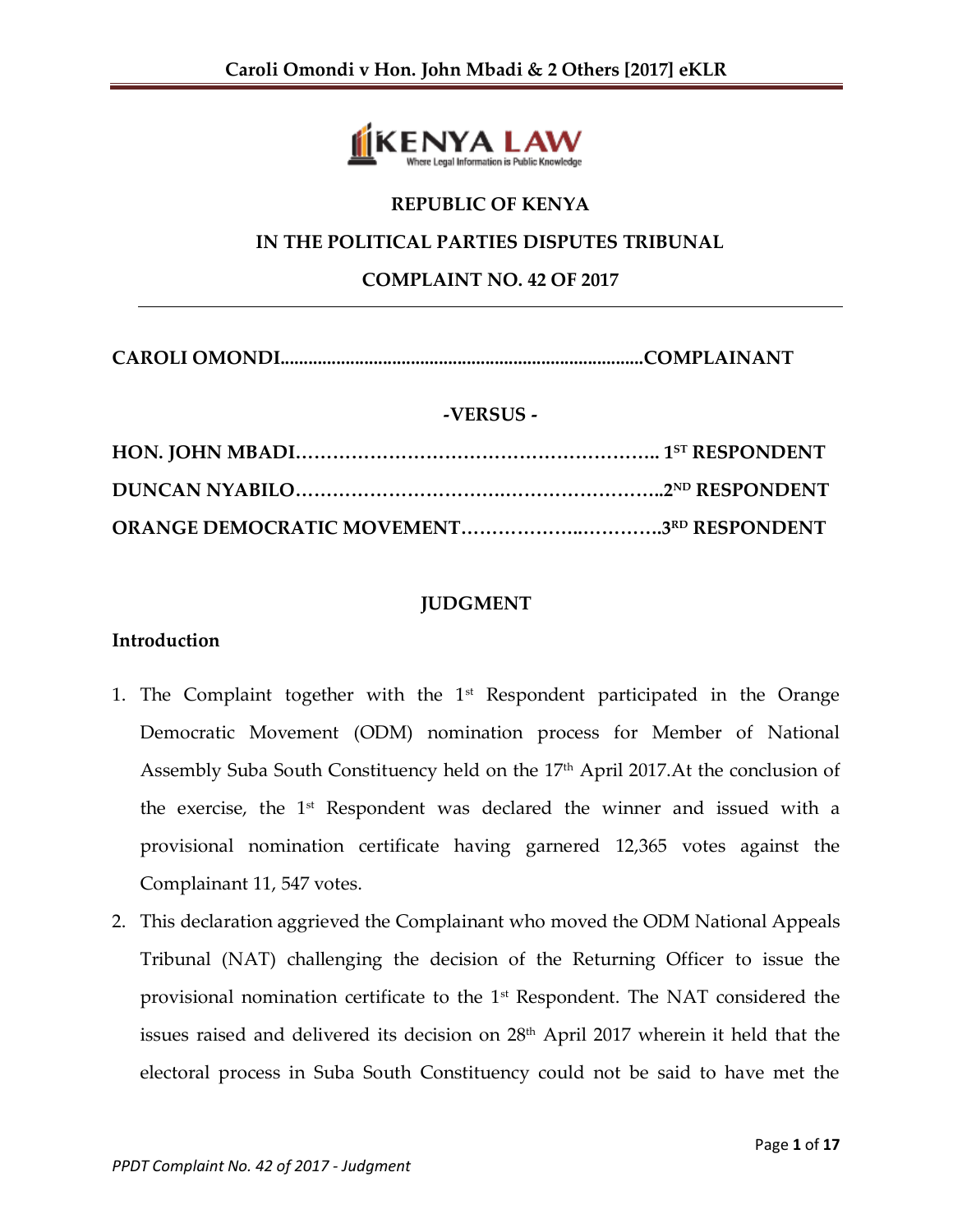**REPUBLIC OF KENYA**

**IN THE POLITICAL PARTIES DISPUTES TRIBUNAL**

**COMPLAINT NO. 42 OF 2017**

**CAROLI OMONDI..........................................................................COMPLAINANT**

**-VERSUS -**

**HON. JOHN MBADI………………………………………………….. 1ST RESPONDENT**

**DUNCAN NYABILO……………………………….…………………..2ND RESPONDENT**

**ORANGE DEMOCRATIC MOVEMENT……………….…………..3RD RESPONDENT**

**JUDGMENT**

**Introduction**

1. The Complaint together with the 1st Respondent participated in the Orange Democratic Movement (ODM) nomination process for Member of National Assembly Suba South Constituency held on the 17th April 2017.At the conclusion of the exercise, the 1st Respondent was declared the winner and issued with a provisional nomination certificate having garnered 12,365 votes against the Complainant 11, 547 votes.
2. This declaration aggrieved the Complainant who moved the ODM National Appeals Tribunal (NAT) challenging the decision of the Returning Officer to issue the provisional nomination certificate to the 1st Respondent. The NAT considered the issues raised and delivered its decision on 28th April 2017 wherein it held that the electoral process in Suba South Constituency could not be said to have met the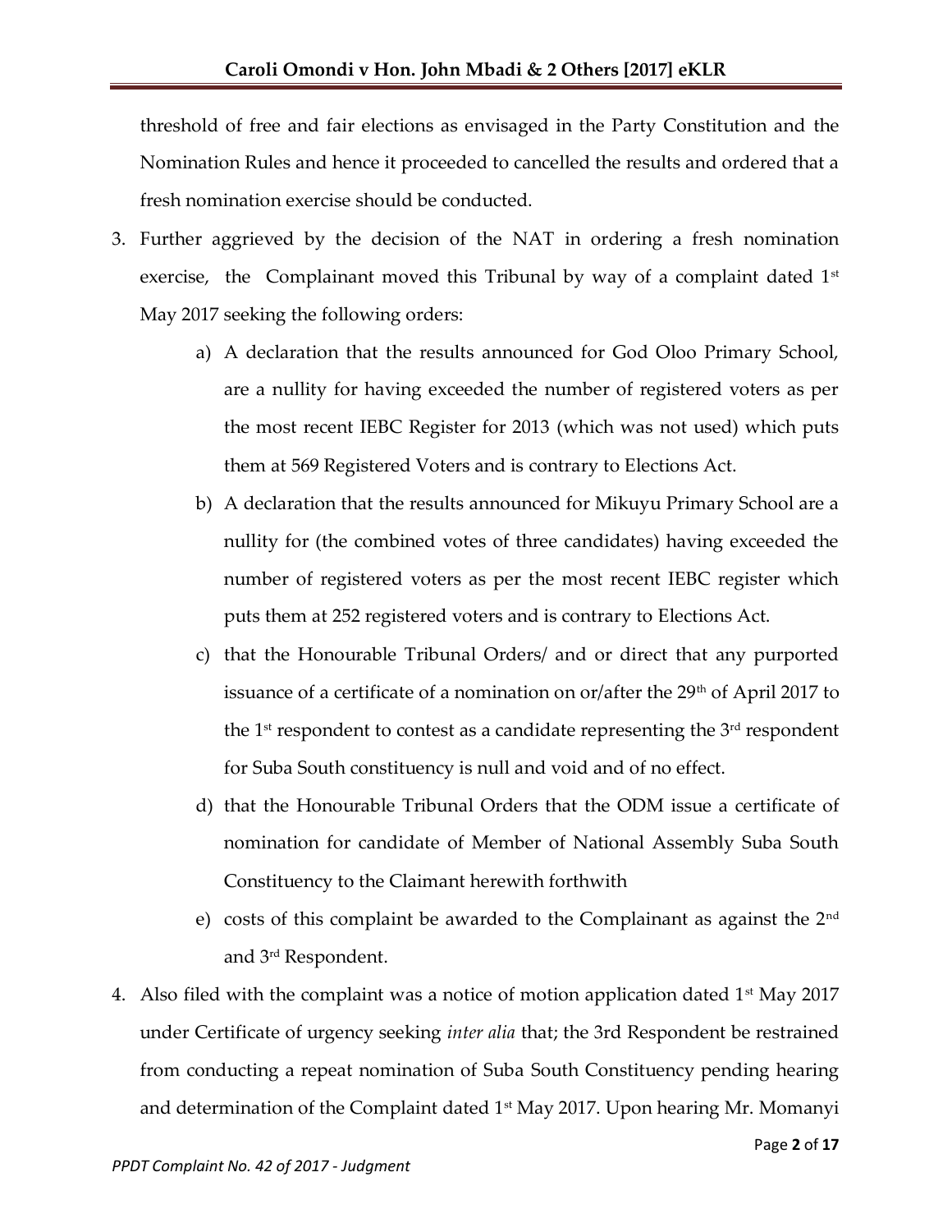threshold of free and fair elections as envisaged in the Party Constitution and the Nomination Rules and hence it proceeded to cancelled the results and ordered that a fresh nomination exercise should be conducted.

3. Further aggrieved by the decision of the NAT in ordering a fresh nomination exercise, the Complainant moved this Tribunal by way of a complaint dated 1st May 2017 seeking the following orders:
   a) A declaration that the results announced for God Oloo Primary School, are a nullity for having exceeded the number of registered voters as per the most recent IEBC Register for 2013 (which was not used) which puts them at 569 Registered Voters and is contrary to Elections Act.
   b) A declaration that the results announced for Mikuyu Primary School are a nullity for (the combined votes of three candidates) having exceeded the number of registered voters as per the most recent IEBC register which puts them at 252 registered voters and is contrary to Elections Act.
   c) that the Honourable Tribunal Orders/ and or direct that any purported issuance of a certificate of a nomination on or/after the 29th of April 2017 to the 1st respondent to contest as a candidate representing the 3rd respondent for Suba South constituency is null and void and of no effect.
   d) that the Honourable Tribunal Orders that the ODM issue a certificate of nomination for candidate of Member of National Assembly Suba South Constituency to the Claimant herewith forthwith
   e) costs of this complaint be awarded to the Complainant as against the 2nd and 3rd Respondent.

4. Also filed with the complaint was a notice of motion application dated 1st May 2017 under Certificate of urgency seeking *inter alia* that; the 3rd Respondent be restrained from conducting a repeat nomination of Suba South Constituency pending hearing and determination of the Complaint dated 1st May 2017. Upon hearing Mr. Momanyi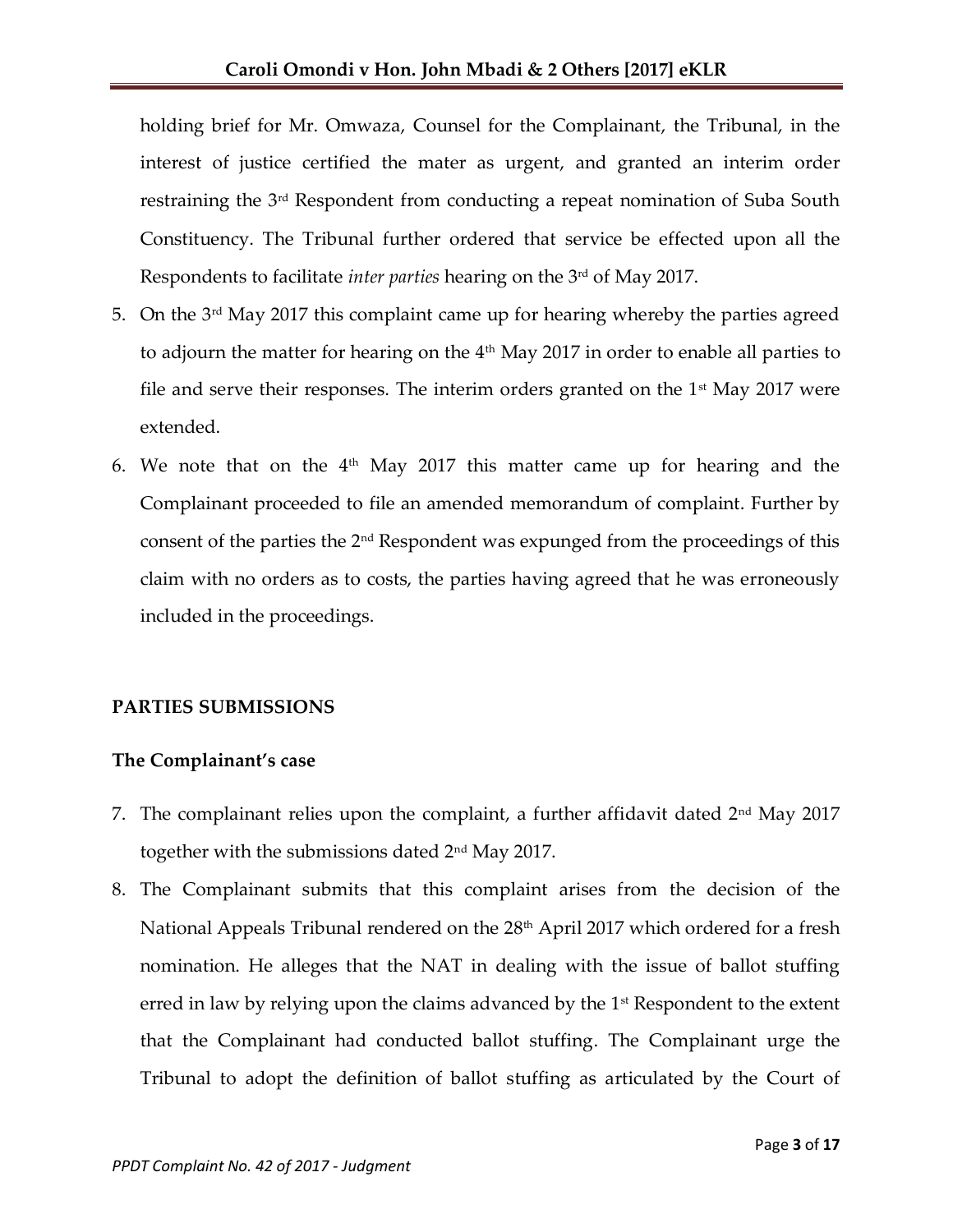holding brief for Mr. Omwaza, Counsel for the Complainant, the Tribunal, in the interest of justice certified the mater as urgent, and granted an interim order restraining the 3rd Respondent from conducting a repeat nomination of Suba South Constituency. The Tribunal further ordered that service be effected upon all the Respondents to facilitate *inter parties* hearing on the 3rd of May 2017.

5. On the 3rd May 2017 this complaint came up for hearing whereby the parties agreed to adjourn the matter for hearing on the 4th May 2017 in order to enable all parties to file and serve their responses. The interim orders granted on the 1st May 2017 were extended.
6. We note that on the 4th May 2017 this matter came up for hearing and the Complainant proceeded to file an amended memorandum of complaint. Further by consent of the parties the 2nd Respondent was expunged from the proceedings of this claim with no orders as to costs, the parties having agreed that he was erroneously included in the proceedings.

**PARTIES SUBMISSIONS**

**The Complainant's case**

7. The complainant relies upon the complaint, a further affidavit dated 2nd May 2017 together with the submissions dated 2nd May 2017.
8. The Complainant submits that this complaint arises from the decision of the National Appeals Tribunal rendered on the 28th April 2017 which ordered for a fresh nomination. He alleges that the NAT in dealing with the issue of ballot stuffing erred in law by relying upon the claims advanced by the 1st Respondent to the extent that the Complainant had conducted ballot stuffing. The Complainant urge the Tribunal to adopt the definition of ballot stuffing as articulated by the Court of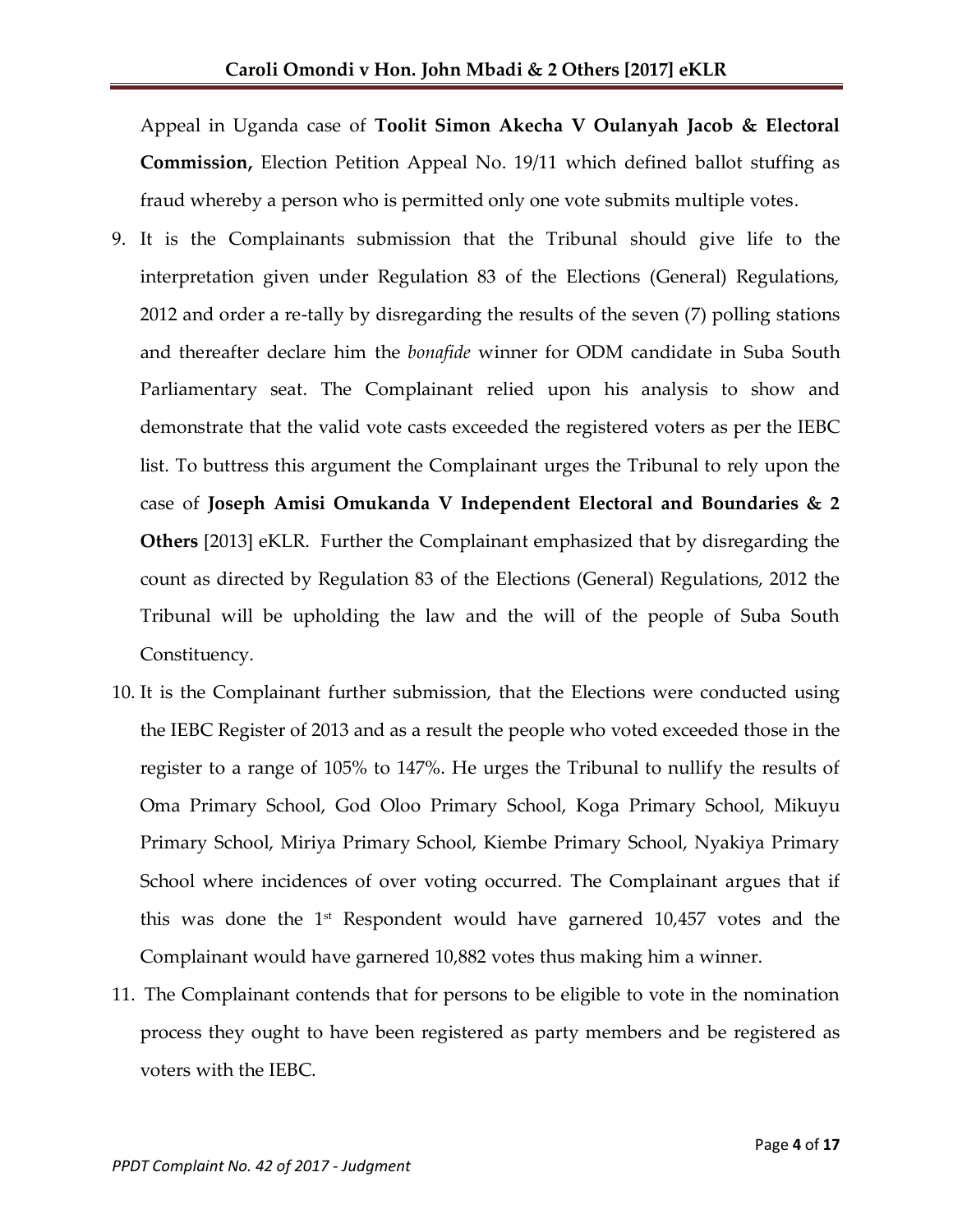Appeal in Uganda case of **Toolit Simon Akecha V Oulanyah Jacob & Electoral Commission,** Election Petition Appeal No. 19/11 which defined ballot stuffing as fraud whereby a person who is permitted only one vote submits multiple votes.

9. It is the Complainants submission that the Tribunal should give life to the interpretation given under Regulation 83 of the Elections (General) Regulations, 2012 and order a re-tally by disregarding the results of the seven (7) polling stations and thereafter declare him the *bonafide* winner for ODM candidate in Suba South Parliamentary seat. The Complainant relied upon his analysis to show and demonstrate that the valid vote casts exceeded the registered voters as per the IEBC list. To buttress this argument the Complainant urges the Tribunal to rely upon the case of **Joseph Amisi Omukanda V Independent Electoral and Boundaries & 2 Others** [2013] eKLR. Further the Complainant emphasized that by disregarding the count as directed by Regulation 83 of the Elections (General) Regulations, 2012 the Tribunal will be upholding the law and the will of the people of Suba South Constituency.

10. It is the Complainant further submission, that the Elections were conducted using the IEBC Register of 2013 and as a result the people who voted exceeded those in the register to a range of 105% to 147%. He urges the Tribunal to nullify the results of Oma Primary School, God Oloo Primary School, Koga Primary School, Mikuyu Primary School, Miriya Primary School, Kiembe Primary School, Nyakiya Primary School where incidences of over voting occurred. The Complainant argues that if this was done the 1st Respondent would have garnered 10,457 votes and the Complainant would have garnered 10,882 votes thus making him a winner.

11. The Complainant contends that for persons to be eligible to vote in the nomination process they ought to have been registered as party members and be registered as voters with the IEBC.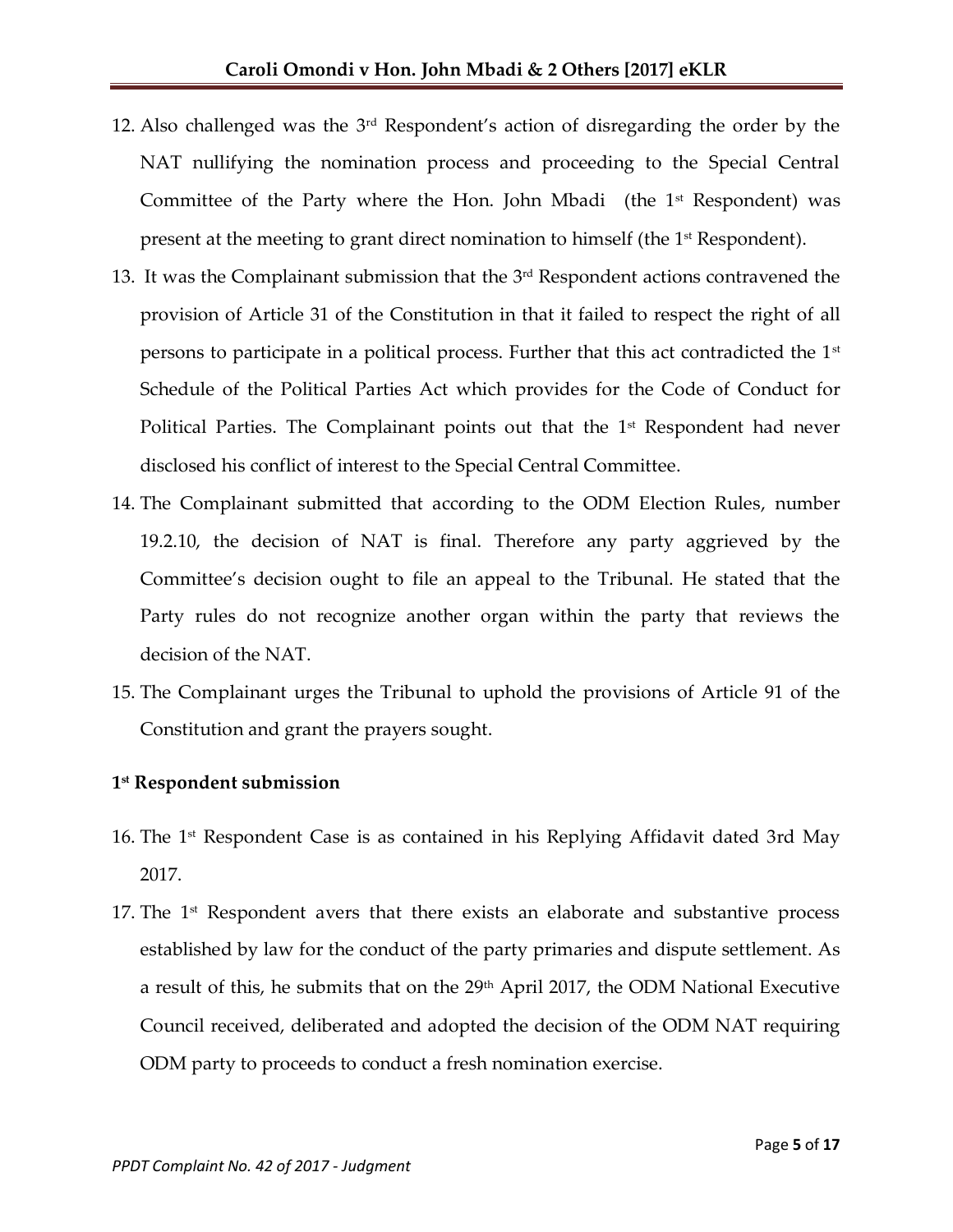12. Also challenged was the 3rd Respondent's action of disregarding the order by the NAT nullifying the nomination process and proceeding to the Special Central Committee of the Party where the Hon. John Mbadi (the 1st Respondent) was present at the meeting to grant direct nomination to himself (the 1st Respondent).
13. It was the Complainant submission that the 3rd Respondent actions contravened the provision of Article 31 of the Constitution in that it failed to respect the right of all persons to participate in a political process. Further that this act contradicted the 1st Schedule of the Political Parties Act which provides for the Code of Conduct for Political Parties. The Complainant points out that the 1st Respondent had never disclosed his conflict of interest to the Special Central Committee.
14. The Complainant submitted that according to the ODM Election Rules, number 19.2.10, the decision of NAT is final. Therefore any party aggrieved by the Committee's decision ought to file an appeal to the Tribunal. He stated that the Party rules do not recognize another organ within the party that reviews the decision of the NAT.
15. The Complainant urges the Tribunal to uphold the provisions of Article 91 of the Constitution and grant the prayers sought.

**1st Respondent submission**

16. The 1st Respondent Case is as contained in his Replying Affidavit dated 3rd May 2017.
17. The 1st Respondent avers that there exists an elaborate and substantive process established by law for the conduct of the party primaries and dispute settlement. As a result of this, he submits that on the 29th April 2017, the ODM National Executive Council received, deliberated and adopted the decision of the ODM NAT requiring ODM party to proceeds to conduct a fresh nomination exercise.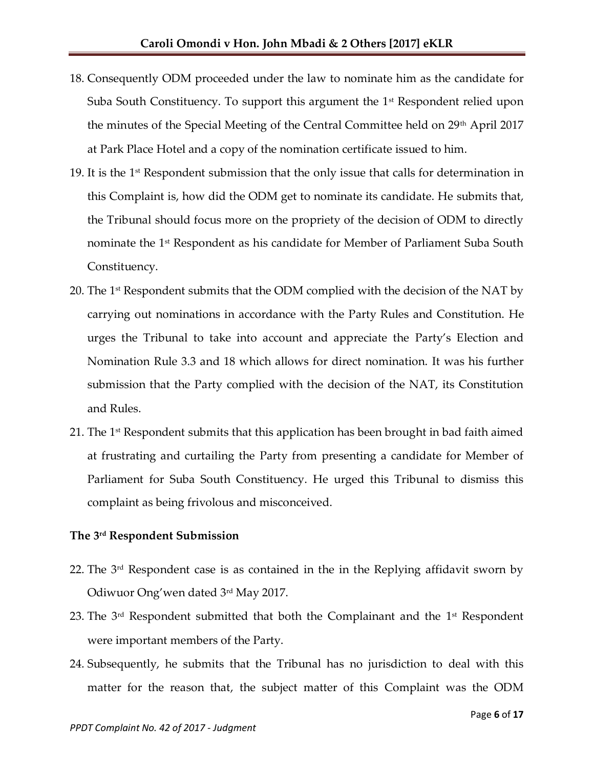18. Consequently ODM proceeded under the law to nominate him as the candidate for Suba South Constituency. To support this argument the 1st Respondent relied upon the minutes of the Special Meeting of the Central Committee held on 29th April 2017 at Park Place Hotel and a copy of the nomination certificate issued to him.
19. It is the 1st Respondent submission that the only issue that calls for determination in this Complaint is, how did the ODM get to nominate its candidate. He submits that, the Tribunal should focus more on the propriety of the decision of ODM to directly nominate the 1st Respondent as his candidate for Member of Parliament Suba South Constituency.
20. The 1st Respondent submits that the ODM complied with the decision of the NAT by carrying out nominations in accordance with the Party Rules and Constitution. He urges the Tribunal to take into account and appreciate the Party's Election and Nomination Rule 3.3 and 18 which allows for direct nomination. It was his further submission that the Party complied with the decision of the NAT, its Constitution and Rules.
21. The 1st Respondent submits that this application has been brought in bad faith aimed at frustrating and curtailing the Party from presenting a candidate for Member of Parliament for Suba South Constituency. He urged this Tribunal to dismiss this complaint as being frivolous and misconceived.

**The 3rd Respondent Submission**

22. The 3rd Respondent case is as contained in the in the Replying affidavit sworn by Odiwuor Ong'wen dated 3rd May 2017.
23. The 3rd Respondent submitted that both the Complainant and the 1st Respondent were important members of the Party.
24. Subsequently, he submits that the Tribunal has no jurisdiction to deal with this matter for the reason that, the subject matter of this Complaint was the ODM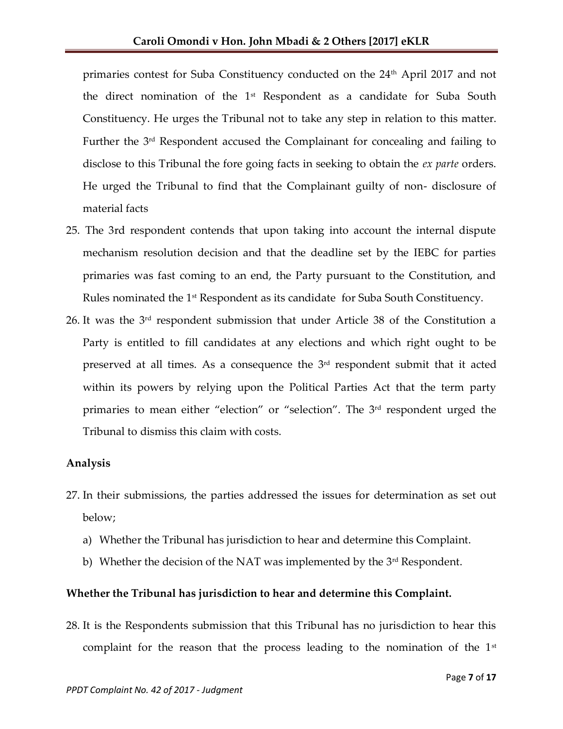primaries contest for Suba Constituency conducted on the 24th April 2017 and not the direct nomination of the 1st Respondent as a candidate for Suba South Constituency. He urges the Tribunal not to take any step in relation to this matter. Further the 3rd Respondent accused the Complainant for concealing and failing to disclose to this Tribunal the fore going facts in seeking to obtain the *ex parte* orders. He urged the Tribunal to find that the Complainant guilty of non- disclosure of material facts

25. The 3rd respondent contends that upon taking into account the internal dispute mechanism resolution decision and that the deadline set by the IEBC for parties primaries was fast coming to an end, the Party pursuant to the Constitution, and Rules nominated the 1st Respondent as its candidate for Suba South Constituency.

26. It was the 3rd respondent submission that under Article 38 of the Constitution a Party is entitled to fill candidates at any elections and which right ought to be preserved at all times. As a consequence the 3rd respondent submit that it acted within its powers by relying upon the Political Parties Act that the term party primaries to mean either "election" or "selection". The 3rd respondent urged the Tribunal to dismiss this claim with costs.

**Analysis**

27. In their submissions, the parties addressed the issues for determination as set out below;
    a) Whether the Tribunal has jurisdiction to hear and determine this Complaint.
    b) Whether the decision of the NAT was implemented by the 3rd Respondent.

**Whether the Tribunal has jurisdiction to hear and determine this Complaint.**

28. It is the Respondents submission that this Tribunal has no jurisdiction to hear this complaint for the reason that the process leading to the nomination of the 1st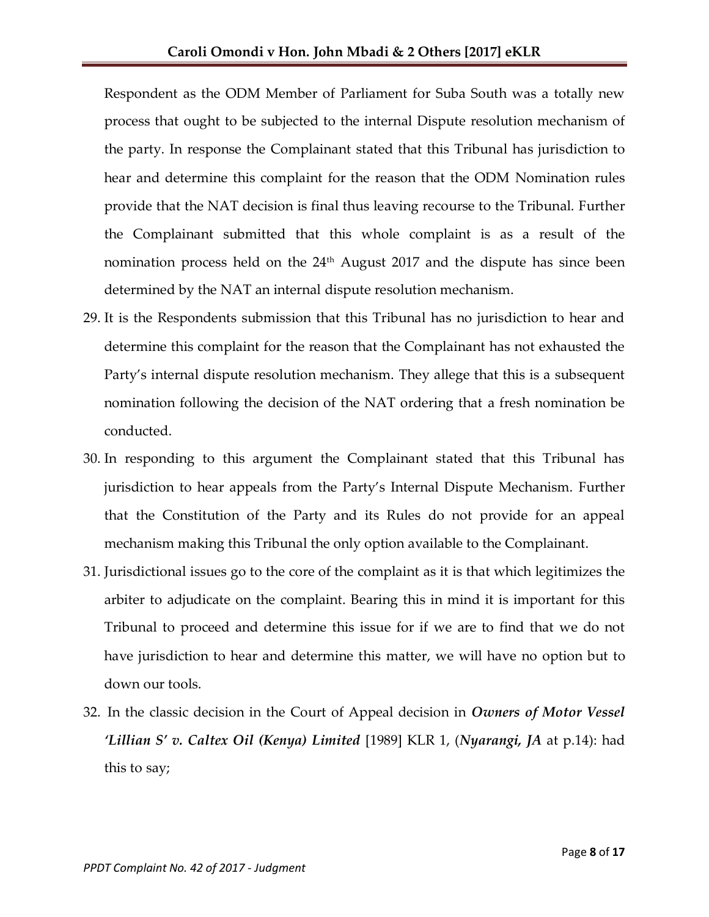Respondent as the ODM Member of Parliament for Suba South was a totally new process that ought to be subjected to the internal Dispute resolution mechanism of the party. In response the Complainant stated that this Tribunal has jurisdiction to hear and determine this complaint for the reason that the ODM Nomination rules provide that the NAT decision is final thus leaving recourse to the Tribunal. Further the Complainant submitted that this whole complaint is as a result of the nomination process held on the 24th August 2017 and the dispute has since been determined by the NAT an internal dispute resolution mechanism.

29. It is the Respondents submission that this Tribunal has no jurisdiction to hear and determine this complaint for the reason that the Complainant has not exhausted the Party's internal dispute resolution mechanism. They allege that this is a subsequent nomination following the decision of the NAT ordering that a fresh nomination be conducted.

30. In responding to this argument the Complainant stated that this Tribunal has jurisdiction to hear appeals from the Party's Internal Dispute Mechanism. Further that the Constitution of the Party and its Rules do not provide for an appeal mechanism making this Tribunal the only option available to the Complainant.

31. Jurisdictional issues go to the core of the complaint as it is that which legitimizes the arbiter to adjudicate on the complaint. Bearing this in mind it is important for this Tribunal to proceed and determine this issue for if we are to find that we do not have jurisdiction to hear and determine this matter, we will have no option but to down our tools.

32. In the classic decision in the Court of Appeal decision in ***Owners of Motor Vessel 'Lillian S' v. Caltex Oil (Kenya) Limited*** [1989] KLR 1, (***Nyarangi, JA*** at p.14): had this to say;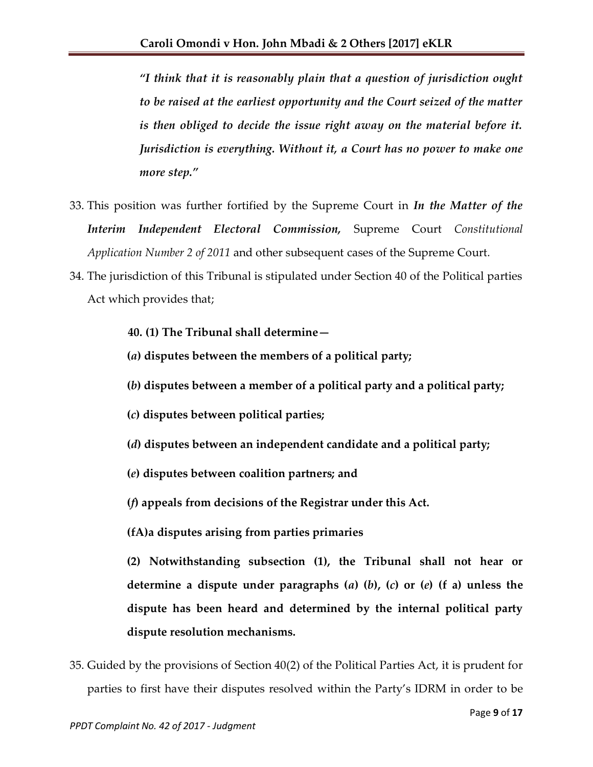> *"I think that it is reasonably plain that a question of jurisdiction ought to be raised at the earliest opportunity and the Court seized of the matter is then obliged to decide the issue right away on the material before it. Jurisdiction is everything. Without it, a Court has no power to make one more step."*

33. This position was further fortified by the Supreme Court in ***In the Matter of the Interim Independent Electoral Commission,*** Supreme Court *Constitutional Application Number 2 of 2011* and other subsequent cases of the Supreme Court.

34. The jurisdiction of this Tribunal is stipulated under Section 40 of the Political parties Act which provides that;

> **40. (1) The Tribunal shall determine—**
>
> **(*a*) disputes between the members of a political party;**
>
> **(*b*) disputes between a member of a political party and a political party;**
>
> **(*c*) disputes between political parties;**
>
> **(*d*) disputes between an independent candidate and a political party;**
>
> **(*e*) disputes between coalition partners; and**
>
> **(*f*) appeals from decisions of the Registrar under this Act.**
>
> **(fA)a disputes arising from parties primaries**
>
> **(2) Notwithstanding subsection (1), the Tribunal shall not hear or determine a dispute under paragraphs (*a*) (*b*), (*c*) or (*e*) (f a) unless the dispute has been heard and determined by the internal political party dispute resolution mechanisms.**

35. Guided by the provisions of Section 40(2) of the Political Parties Act, it is prudent for parties to first have their disputes resolved within the Party's IDRM in order to be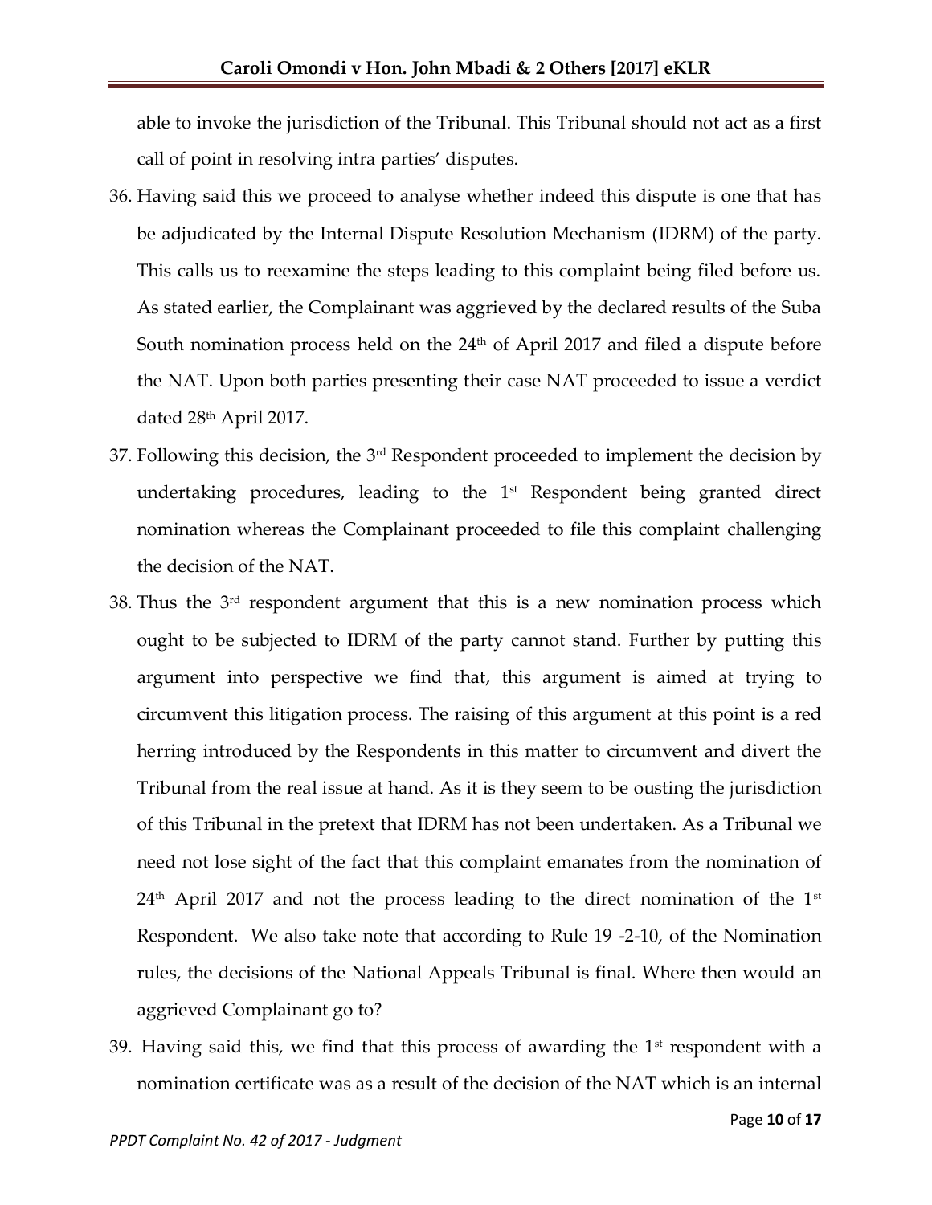able to invoke the jurisdiction of the Tribunal. This Tribunal should not act as a first call of point in resolving intra parties' disputes.

36. Having said this we proceed to analyse whether indeed this dispute is one that has be adjudicated by the Internal Dispute Resolution Mechanism (IDRM) of the party. This calls us to reexamine the steps leading to this complaint being filed before us. As stated earlier, the Complainant was aggrieved by the declared results of the Suba South nomination process held on the 24th of April 2017 and filed a dispute before the NAT. Upon both parties presenting their case NAT proceeded to issue a verdict dated 28th April 2017.

37. Following this decision, the 3rd Respondent proceeded to implement the decision by undertaking procedures, leading to the 1st Respondent being granted direct nomination whereas the Complainant proceeded to file this complaint challenging the decision of the NAT.

38. Thus the 3rd respondent argument that this is a new nomination process which ought to be subjected to IDRM of the party cannot stand. Further by putting this argument into perspective we find that, this argument is aimed at trying to circumvent this litigation process. The raising of this argument at this point is a red herring introduced by the Respondents in this matter to circumvent and divert the Tribunal from the real issue at hand. As it is they seem to be ousting the jurisdiction of this Tribunal in the pretext that IDRM has not been undertaken. As a Tribunal we need not lose sight of the fact that this complaint emanates from the nomination of 24th April 2017 and not the process leading to the direct nomination of the 1st Respondent. We also take note that according to Rule 19 -2-10, of the Nomination rules, the decisions of the National Appeals Tribunal is final. Where then would an aggrieved Complainant go to?

39. Having said this, we find that this process of awarding the 1st respondent with a nomination certificate was as a result of the decision of the NAT which is an internal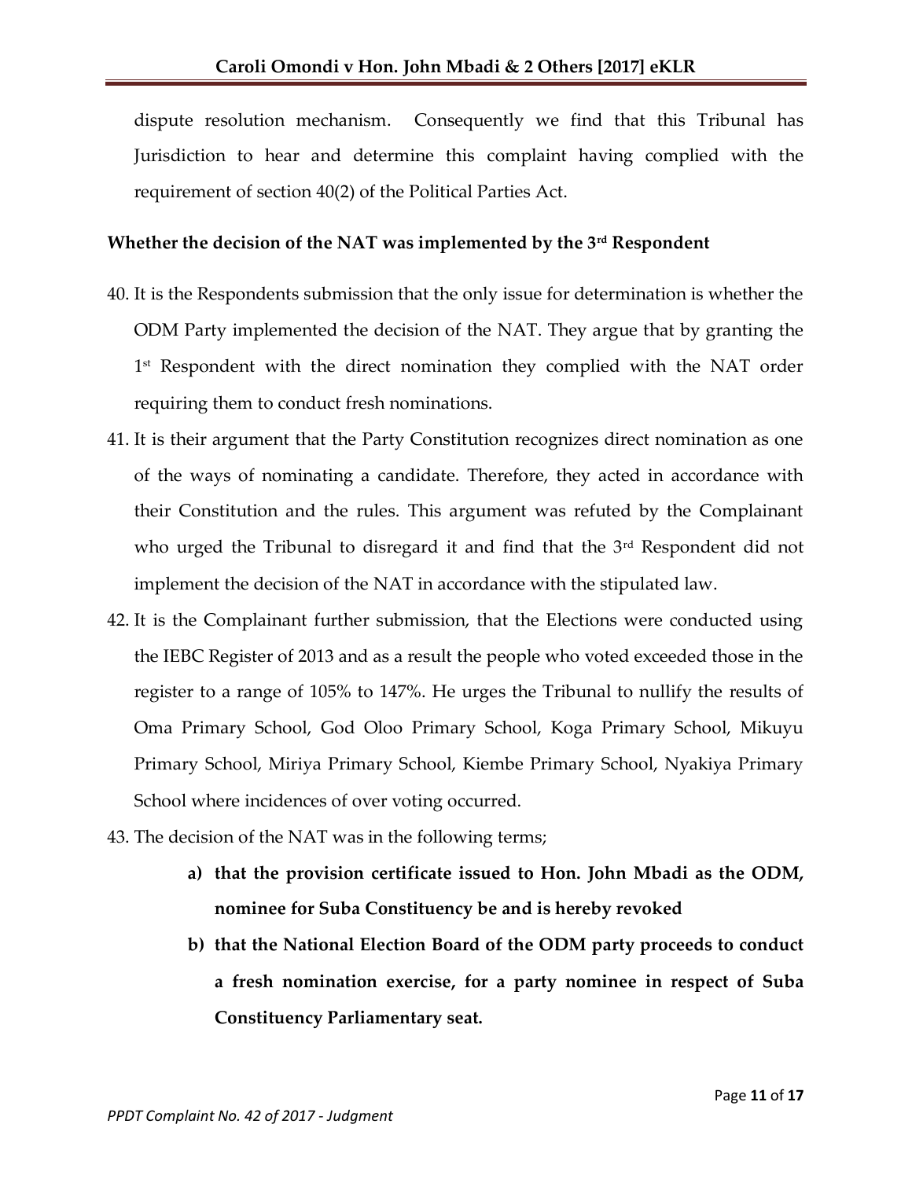dispute resolution mechanism. Consequently we find that this Tribunal has Jurisdiction to hear and determine this complaint having complied with the requirement of section 40(2) of the Political Parties Act.

**Whether the decision of the NAT was implemented by the 3rd Respondent**

40. It is the Respondents submission that the only issue for determination is whether the ODM Party implemented the decision of the NAT. They argue that by granting the 1st Respondent with the direct nomination they complied with the NAT order requiring them to conduct fresh nominations.
41. It is their argument that the Party Constitution recognizes direct nomination as one of the ways of nominating a candidate. Therefore, they acted in accordance with their Constitution and the rules. This argument was refuted by the Complainant who urged the Tribunal to disregard it and find that the 3rd Respondent did not implement the decision of the NAT in accordance with the stipulated law.
42. It is the Complainant further submission, that the Elections were conducted using the IEBC Register of 2013 and as a result the people who voted exceeded those in the register to a range of 105% to 147%. He urges the Tribunal to nullify the results of Oma Primary School, God Oloo Primary School, Koga Primary School, Mikuyu Primary School, Miriya Primary School, Kiembe Primary School, Nyakiya Primary School where incidences of over voting occurred.
43. The decision of the NAT was in the following terms;
    - **a) that the provision certificate issued to Hon. John Mbadi as the ODM, nominee for Suba Constituency be and is hereby revoked**
    - **b) that the National Election Board of the ODM party proceeds to conduct a fresh nomination exercise, for a party nominee in respect of Suba Constituency Parliamentary seat.**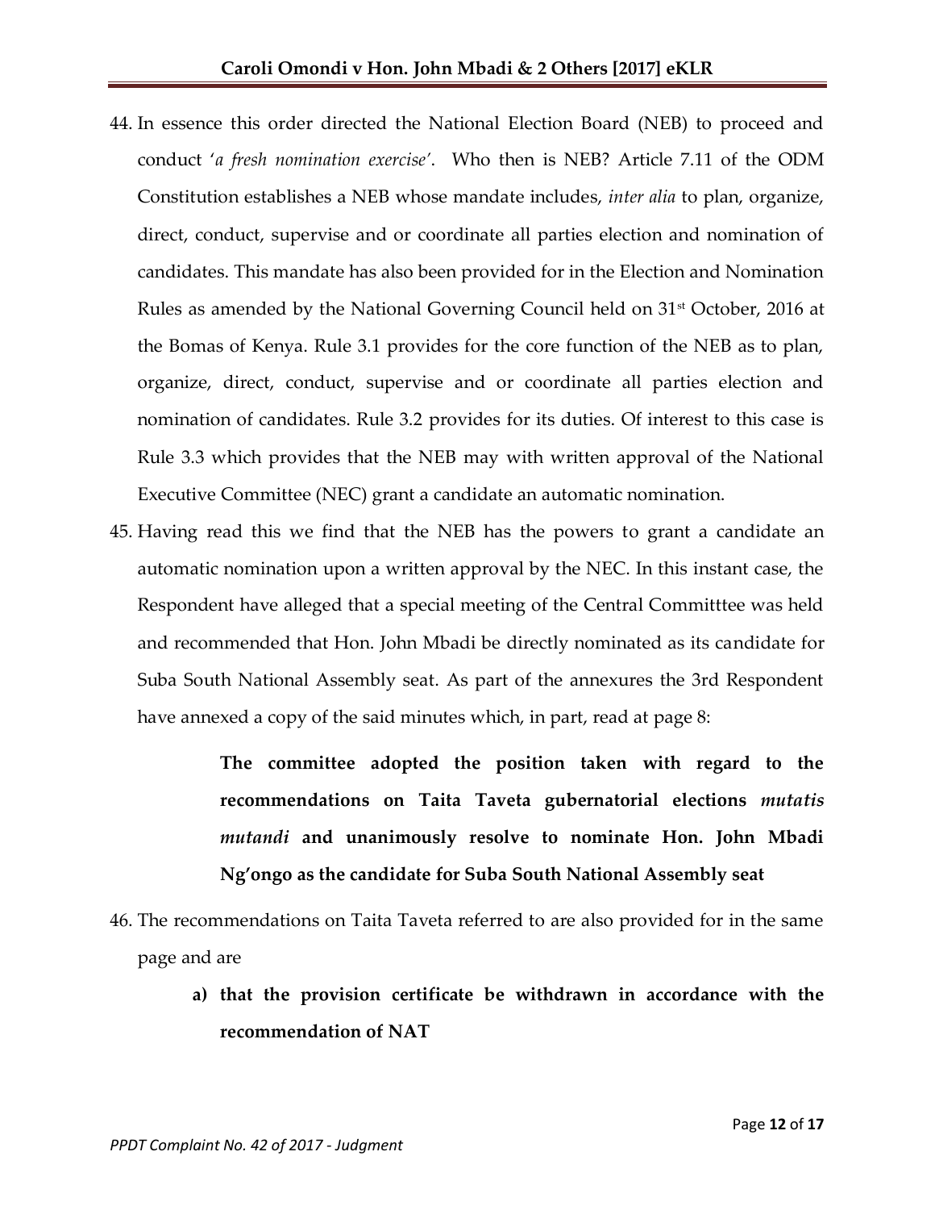44. In essence this order directed the National Election Board (NEB) to proceed and conduct '*a fresh nomination exercise*'. Who then is NEB? Article 7.11 of the ODM Constitution establishes a NEB whose mandate includes, *inter alia* to plan, organize, direct, conduct, supervise and or coordinate all parties election and nomination of candidates. This mandate has also been provided for in the Election and Nomination Rules as amended by the National Governing Council held on 31st October, 2016 at the Bomas of Kenya. Rule 3.1 provides for the core function of the NEB as to plan, organize, direct, conduct, supervise and or coordinate all parties election and nomination of candidates. Rule 3.2 provides for its duties. Of interest to this case is Rule 3.3 which provides that the NEB may with written approval of the National Executive Committee (NEC) grant a candidate an automatic nomination.

45. Having read this we find that the NEB has the powers to grant a candidate an automatic nomination upon a written approval by the NEC. In this instant case, the Respondent have alleged that a special meeting of the Central Committtee was held and recommended that Hon. John Mbadi be directly nominated as its candidate for Suba South National Assembly seat. As part of the annexures the 3rd Respondent have annexed a copy of the said minutes which, in part, read at page 8:

> **The committee adopted the position taken with regard to the recommendations on Taita Taveta gubernatorial elections *mutatis mutandi* and unanimously resolve to nominate Hon. John Mbadi Ng'ongo as the candidate for Suba South National Assembly seat**

46. The recommendations on Taita Taveta referred to are also provided for in the same page and are

    a) **that the provision certificate be withdrawn in accordance with the recommendation of NAT**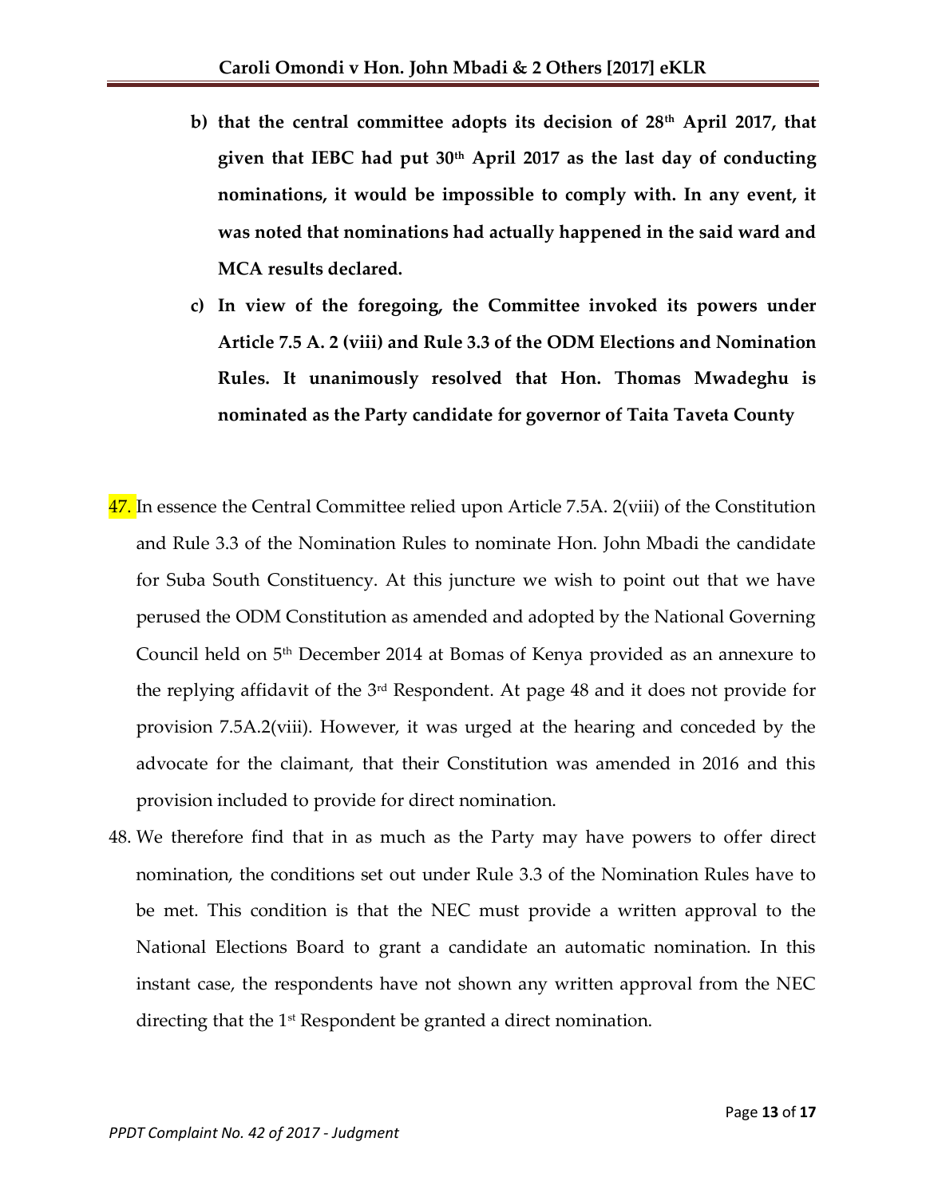b) **that the central committee adopts its decision of 28th April 2017, that given that IEBC had put 30th April 2017 as the last day of conducting nominations, it would be impossible to comply with. In any event, it was noted that nominations had actually happened in the said ward and MCA results declared.**

c) **In view of the foregoing, the Committee invoked its powers under Article 7.5 A. 2 (viii) and Rule 3.3 of the ODM Elections and Nomination Rules. It unanimously resolved that Hon. Thomas Mwadeghu is nominated as the Party candidate for governor of Taita Taveta County**

47. In essence the Central Committee relied upon Article 7.5A. 2(viii) of the Constitution and Rule 3.3 of the Nomination Rules to nominate Hon. John Mbadi the candidate for Suba South Constituency. At this juncture we wish to point out that we have perused the ODM Constitution as amended and adopted by the National Governing Council held on 5th December 2014 at Bomas of Kenya provided as an annexure to the replying affidavit of the 3rd Respondent. At page 48 and it does not provide for provision 7.5A.2(viii). However, it was urged at the hearing and conceded by the advocate for the claimant, that their Constitution was amended in 2016 and this provision included to provide for direct nomination.

48. We therefore find that in as much as the Party may have powers to offer direct nomination, the conditions set out under Rule 3.3 of the Nomination Rules have to be met. This condition is that the NEC must provide a written approval to the National Elections Board to grant a candidate an automatic nomination. In this instant case, the respondents have not shown any written approval from the NEC directing that the 1st Respondent be granted a direct nomination.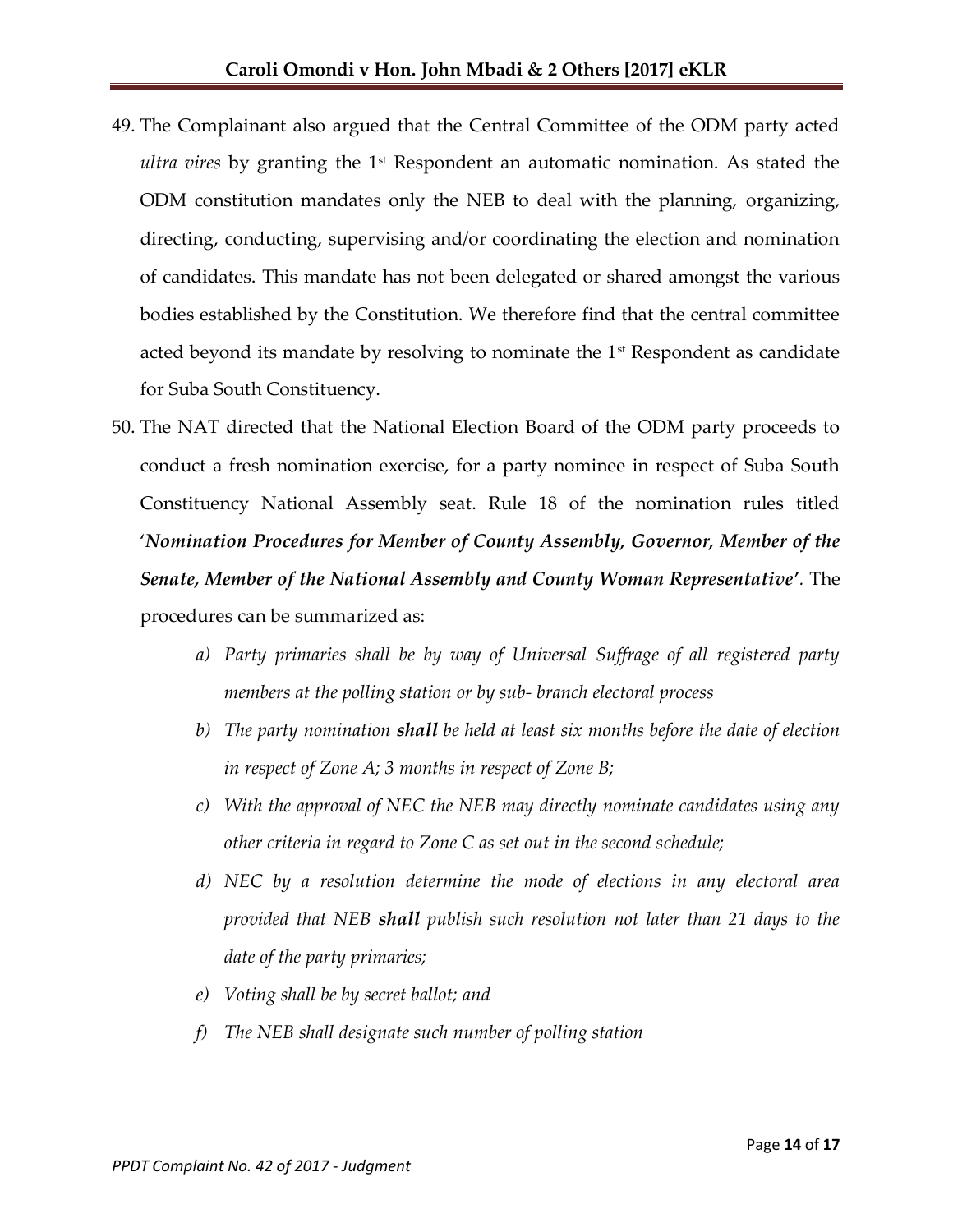49. The Complainant also argued that the Central Committee of the ODM party acted *ultra vires* by granting the 1st Respondent an automatic nomination. As stated the ODM constitution mandates only the NEB to deal with the planning, organizing, directing, conducting, supervising and/or coordinating the election and nomination of candidates. This mandate has not been delegated or shared amongst the various bodies established by the Constitution. We therefore find that the central committee acted beyond its mandate by resolving to nominate the 1st Respondent as candidate for Suba South Constituency.

50. The NAT directed that the National Election Board of the ODM party proceeds to conduct a fresh nomination exercise, for a party nominee in respect of Suba South Constituency National Assembly seat. Rule 18 of the nomination rules titled '***Nomination Procedures for Member of County Assembly, Governor, Member of the Senate, Member of the National Assembly and County Woman Representative'***. The procedures can be summarized as:

    a) *Party primaries shall be by way of Universal Suffrage of all registered party members at the polling station or by sub- branch electoral process*
    b) *The party nomination **shall** be held at least six months before the date of election in respect of Zone A; 3 months in respect of Zone B;*
    c) *With the approval of NEC the NEB may directly nominate candidates using any other criteria in regard to Zone C as set out in the second schedule;*
    d) *NEC by a resolution determine the mode of elections in any electoral area provided that NEB **shall** publish such resolution not later than 21 days to the date of the party primaries;*
    e) *Voting shall be by secret ballot; and*
    f) *The NEB shall designate such number of polling station*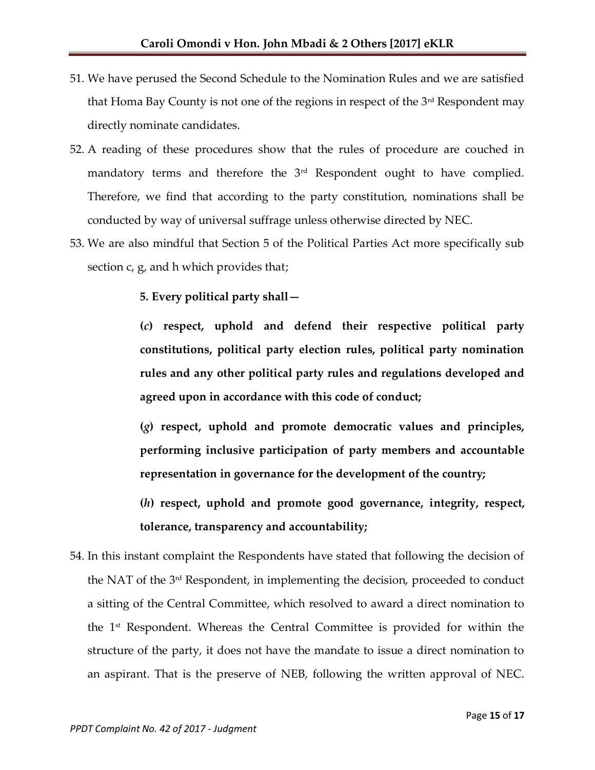51. We have perused the Second Schedule to the Nomination Rules and we are satisfied that Homa Bay County is not one of the regions in respect of the 3rd Respondent may directly nominate candidates.

52. A reading of these procedures show that the rules of procedure are couched in mandatory terms and therefore the 3rd Respondent ought to have complied. Therefore, we find that according to the party constitution, nominations shall be conducted by way of universal suffrage unless otherwise directed by NEC.

53. We are also mindful that Section 5 of the Political Parties Act more specifically sub section c, g, and h which provides that;

> **5. Every political party shall—**
>
> **(*c*) respect, uphold and defend their respective political party constitutions, political party election rules, political party nomination rules and any other political party rules and regulations developed and agreed upon in accordance with this code of conduct;**
>
> **(*g*) respect, uphold and promote democratic values and principles, performing inclusive participation of party members and accountable representation in governance for the development of the country;**
>
> **(*h*) respect, uphold and promote good governance, integrity, respect, tolerance, transparency and accountability;**

54. In this instant complaint the Respondents have stated that following the decision of the NAT of the 3rd Respondent, in implementing the decision, proceeded to conduct a sitting of the Central Committee, which resolved to award a direct nomination to the 1st Respondent. Whereas the Central Committee is provided for within the structure of the party, it does not have the mandate to issue a direct nomination to an aspirant. That is the preserve of NEB, following the written approval of NEC.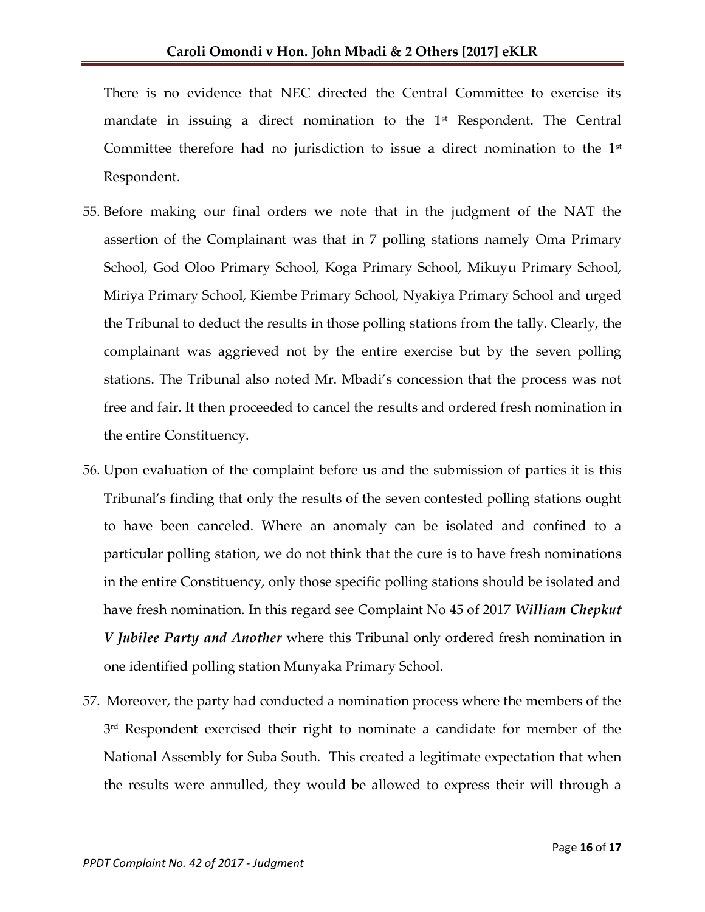There is no evidence that NEC directed the Central Committee to exercise its mandate in issuing a direct nomination to the 1st Respondent. The Central Committee therefore had no jurisdiction to issue a direct nomination to the 1st Respondent.

55. Before making our final orders we note that in the judgment of the NAT the assertion of the Complainant was that in 7 polling stations namely Oma Primary School, God Oloo Primary School, Koga Primary School, Mikuyu Primary School, Miriya Primary School, Kiembe Primary School, Nyakiya Primary School and urged the Tribunal to deduct the results in those polling stations from the tally. Clearly, the complainant was aggrieved not by the entire exercise but by the seven polling stations. The Tribunal also noted Mr. Mbadi's concession that the process was not free and fair. It then proceeded to cancel the results and ordered fresh nomination in the entire Constituency.

56. Upon evaluation of the complaint before us and the submission of parties it is this Tribunal's finding that only the results of the seven contested polling stations ought to have been canceled. Where an anomaly can be isolated and confined to a particular polling station, we do not think that the cure is to have fresh nominations in the entire Constituency, only those specific polling stations should be isolated and have fresh nomination. In this regard see Complaint No 45 of 2017 ***William Chepkut V Jubilee Party and Another*** where this Tribunal only ordered fresh nomination in one identified polling station Munyaka Primary School.

57. Moreover, the party had conducted a nomination process where the members of the 3rd Respondent exercised their right to nominate a candidate for member of the National Assembly for Suba South. This created a legitimate expectation that when the results were annulled, they would be allowed to express their will through a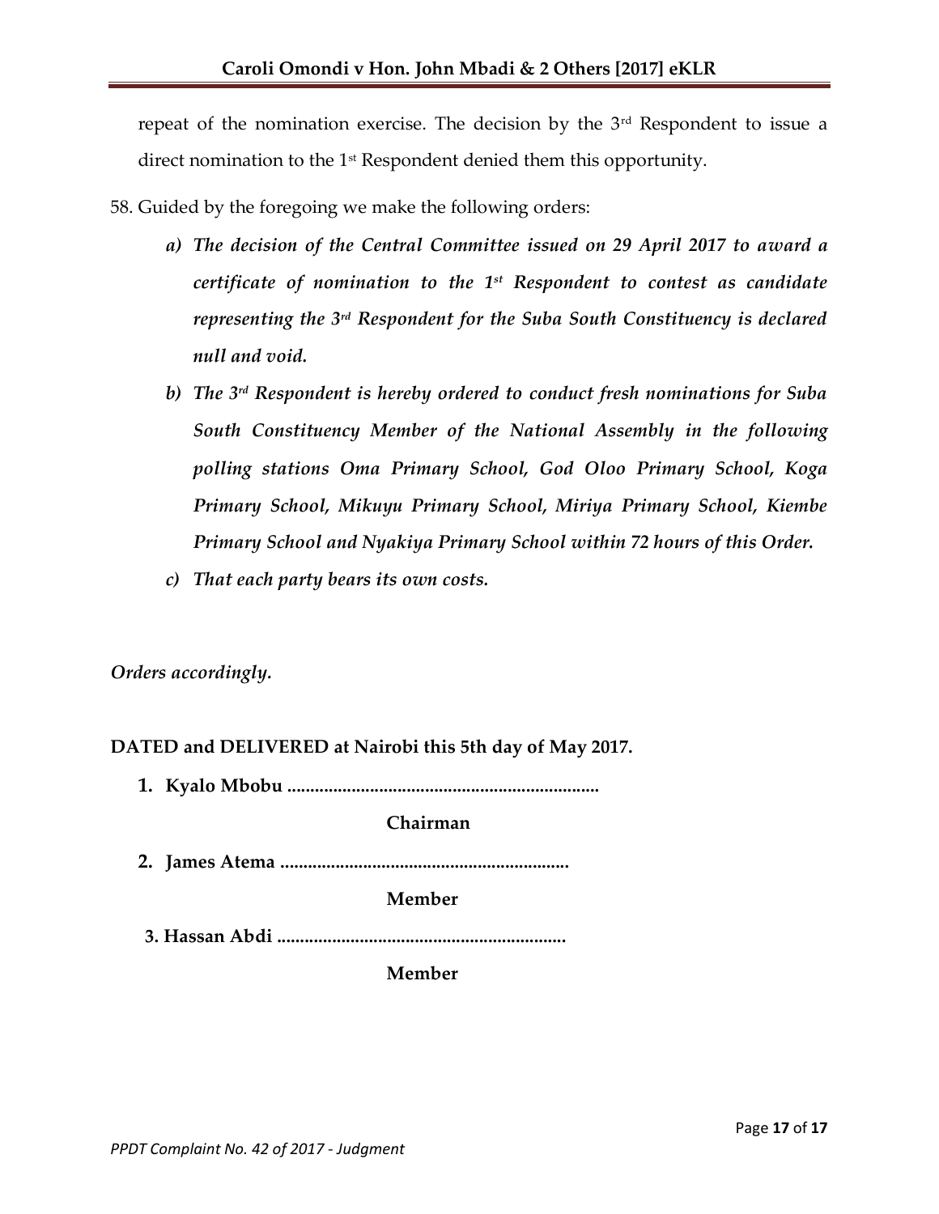repeat of the nomination exercise. The decision by the 3rd Respondent to issue a direct nomination to the 1st Respondent denied them this opportunity.

58. Guided by the foregoing we make the following orders:

    *a) The decision of the Central Committee issued on 29 April 2017 to award a certificate of nomination to the 1st Respondent to contest as candidate representing the 3rd Respondent for the Suba South Constituency is declared null and void.*

    *b) The 3rd Respondent is hereby ordered to conduct fresh nominations for Suba South Constituency Member of the National Assembly in the following polling stations Oma Primary School, God Oloo Primary School, Koga Primary School, Mikuyu Primary School, Miriya Primary School, Kiembe Primary School and Nyakiya Primary School within 72 hours of this Order.*

    *c) That each party bears its own costs.*

*Orders accordingly.*

**DATED and DELIVERED at Nairobi this 5th day of May 2017.**

**1. Kyalo Mbobu ....................................................................**

**Chairman**

**2. James Atema ...............................................................**

**Member**

**3. Hassan Abdi ...............................................................**

**Member**